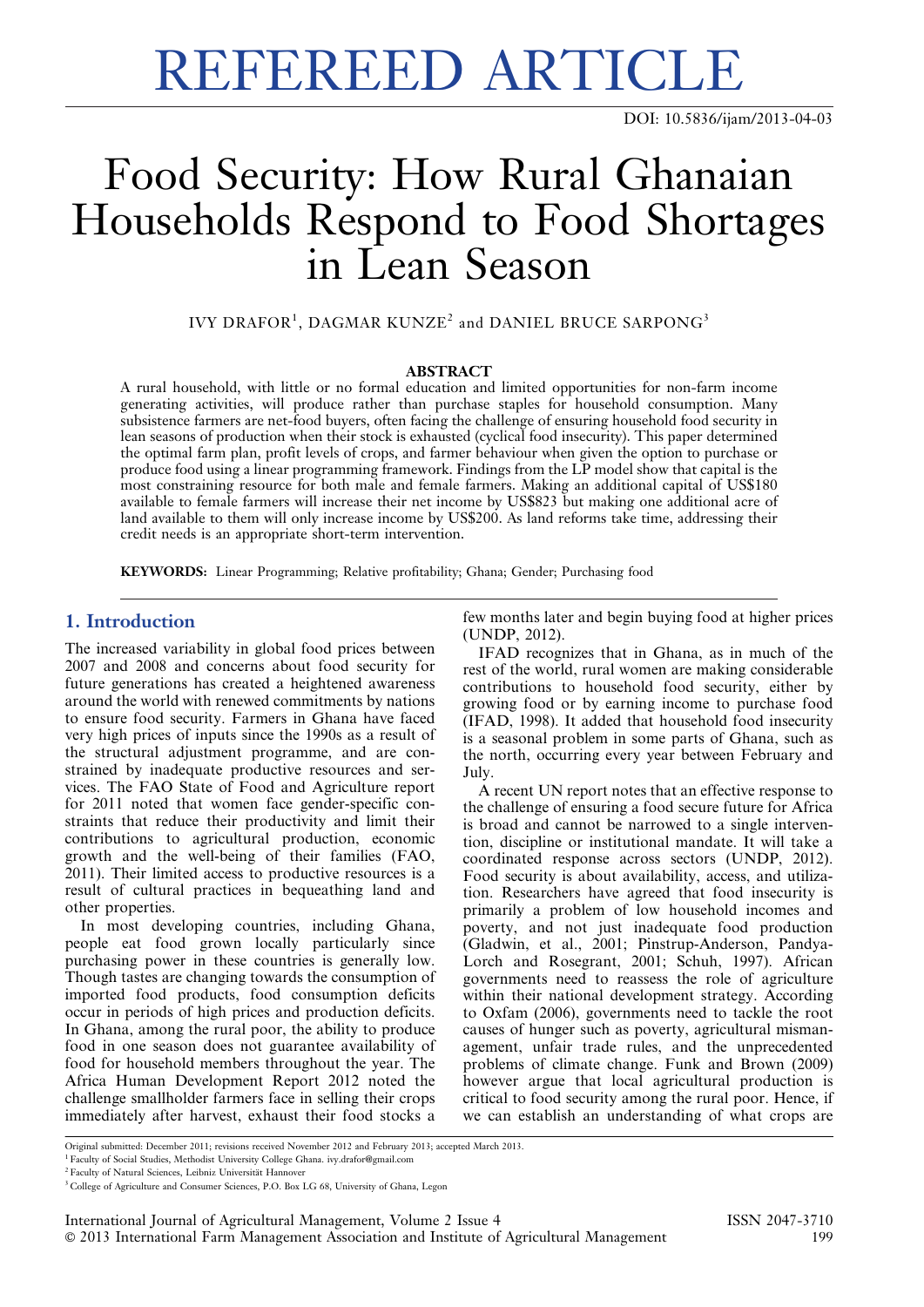# REFEREED ARTICLE

DOI: 10.5836/ijam/2013-04-03

# Food Security: How Rural Ghanaian Households Respond to Food Shortages in Lean Season

IVY DRAFOR[1], DAGMAR KUNZE[2] and DANIEL BRUCE SARPONG[3]

## ABSTRACT

A rural household, with little or no formal education and limited opportunities for non-farm income generating activities, will produce rather than purchase staples for household consumption. Many subsistence farmers are net-food buyers, often facing the challenge of ensuring household food security in lean seasons of production when their stock is exhausted (cyclical food insecurity). This paper determined the optimal farm plan, profit levels of crops, and farmer behaviour when given the option to purchase or produce food using a linear programming framework. Findings from the LP model show that capital is the most constraining resource for both male and female farmers. Making an additional capital of US$180 available to female farmers will increase their net income by US$823 but making one additional acre of land available to them will only increase income by US$200. As land reforms take time, addressing their credit needs is an appropriate short-term intervention.

**KEYWORDS:** Linear Programming; Relative profitability; Ghana; Gender; Purchasing food

## 1. Introduction

The increased variability in global food prices between 2007 and 2008 and concerns about food security for future generations has created a heightened awareness around the world with renewed commitments by nations to ensure food security. Farmers in Ghana have faced very high prices of inputs since the 1990s as a result of the structural adjustment programme, and are constrained by inadequate productive resources and services. The FAO State of Food and Agriculture report for 2011 noted that women face gender-specific constraints that reduce their productivity and limit their contributions to agricultural production, economic growth and the well-being of their families (FAO, 2011). Their limited access to productive resources is a result of cultural practices in bequeathing land and other properties.

In most developing countries, including Ghana, people eat food grown locally particularly since purchasing power in these countries is generally low. Though tastes are changing towards the consumption of imported food products, food consumption deficits occur in periods of high prices and production deficits. In Ghana, among the rural poor, the ability to produce food in one season does not guarantee availability of food for household members throughout the year. The Africa Human Development Report 2012 noted the challenge smallholder farmers face in selling their crops immediately after harvest, exhaust their food stocks a few months later and begin buying food at higher prices (UNDP, 2012).

IFAD recognizes that in Ghana, as in much of the rest of the world, rural women are making considerable contributions to household food security, either by growing food or by earning income to purchase food (IFAD, 1998). It added that household food insecurity is a seasonal problem in some parts of Ghana, such as the north, occurring every year between February and July.

A recent UN report notes that an effective response to the challenge of ensuring a food secure future for Africa is broad and cannot be narrowed to a single intervention, discipline or institutional mandate. It will take a coordinated response across sectors (UNDP, 2012). Food security is about availability, access, and utilization. Researchers have agreed that food insecurity is primarily a problem of low household incomes and poverty, and not just inadequate food production (Gladwin, et al., 2001; Pinstrup-Anderson, Pandya-Lorch and Rosegrant, 2001; Schuh, 1997). African governments need to reassess the role of agriculture within their national development strategy. According to Oxfam (2006), governments need to tackle the root causes of hunger such as poverty, agricultural mismanagement, unfair trade rules, and the unprecedented problems of climate change. Funk and Brown (2009) however argue that local agricultural production is critical to food security among the rural poor. Hence, if we can establish an understanding of what crops are

---

Original submitted: December 2011; revisions received November 2012 and February 2013; accepted March 2013.

[1] Faculty of Social Studies, Methodist University College Ghana. ivy.drafor@gmail.com

[2] Faculty of Natural Sciences, Leibniz Universität Hannover

[3] College of Agriculture and Consumer Sciences, P.O. Box LG 68, University of Ghana, Legon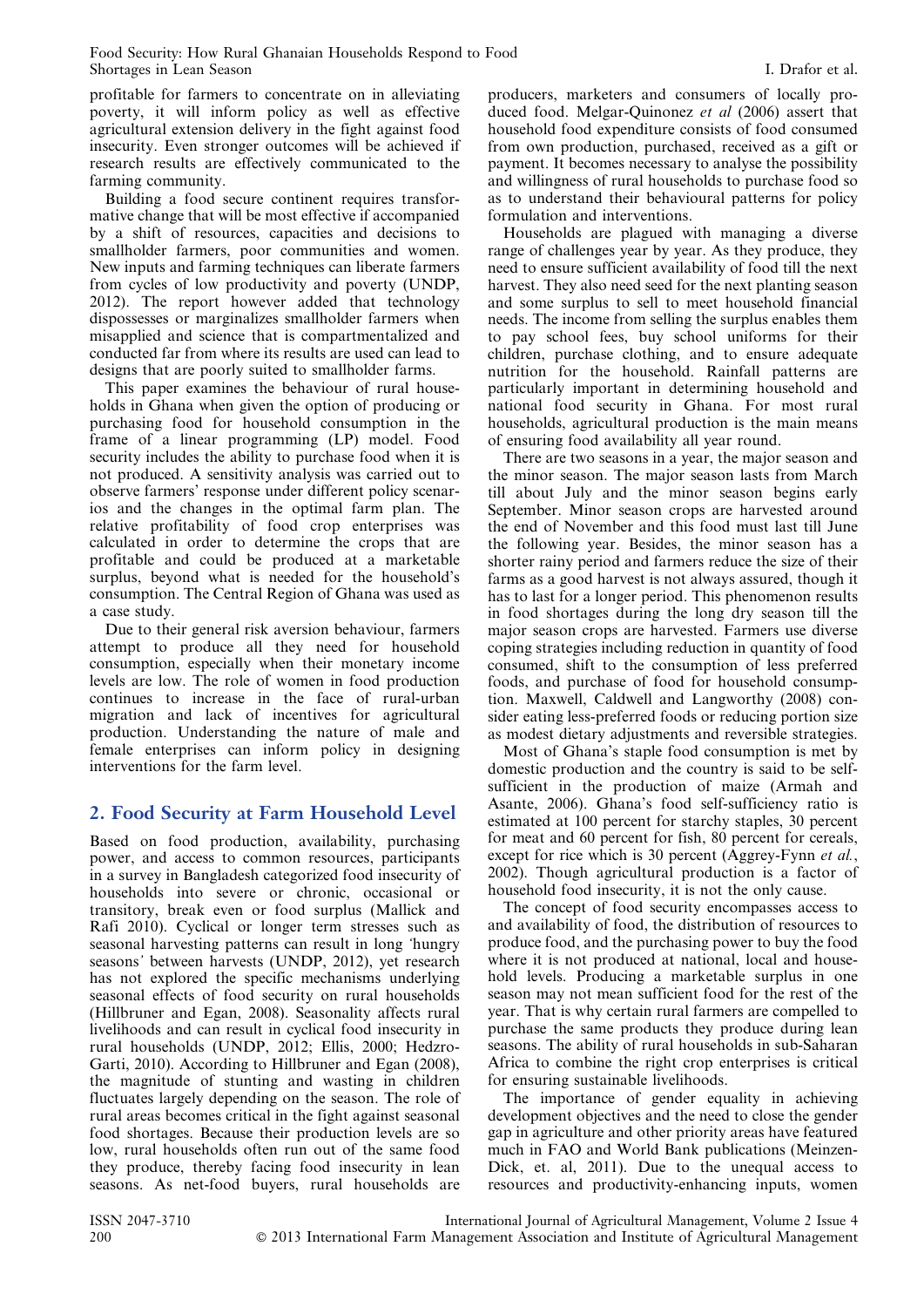profitable for farmers to concentrate on in alleviating poverty, it will inform policy as well as effective agricultural extension delivery in the fight against food insecurity. Even stronger outcomes will be achieved if research results are effectively communicated to the farming community.

Building a food secure continent requires transformative change that will be most effective if accompanied by a shift of resources, capacities and decisions to smallholder farmers, poor communities and women. New inputs and farming techniques can liberate farmers from cycles of low productivity and poverty (UNDP, 2012). The report however added that technology dispossesses or marginalizes smallholder farmers when misapplied and science that is compartmentalized and conducted far from where its results are used can lead to designs that are poorly suited to smallholder farms.

This paper examines the behaviour of rural households in Ghana when given the option of producing or purchasing food for household consumption in the frame of a linear programming (LP) model. Food security includes the ability to purchase food when it is not produced. A sensitivity analysis was carried out to observe farmers' response under different policy scenarios and the changes in the optimal farm plan. The relative profitability of food crop enterprises was calculated in order to determine the crops that are profitable and could be produced at a marketable surplus, beyond what is needed for the household's consumption. The Central Region of Ghana was used as a case study.

Due to their general risk aversion behaviour, farmers attempt to produce all they need for household consumption, especially when their monetary income levels are low. The role of women in food production continues to increase in the face of rural-urban migration and lack of incentives for agricultural production. Understanding the nature of male and female enterprises can inform policy in designing interventions for the farm level.

## 2. Food Security at Farm Household Level

Based on food production, availability, purchasing power, and access to common resources, participants in a survey in Bangladesh categorized food insecurity of households into severe or chronic, occasional or transitory, break even or food surplus (Mallick and Rafi 2010). Cyclical or longer term stresses such as seasonal harvesting patterns can result in long 'hungry seasons' between harvests (UNDP, 2012), yet research has not explored the specific mechanisms underlying seasonal effects of food security on rural households (Hillbruner and Egan, 2008). Seasonality affects rural livelihoods and can result in cyclical food insecurity in rural households (UNDP, 2012; Ellis, 2000; Hedzro-Garti, 2010). According to Hillbruner and Egan (2008), the magnitude of stunting and wasting in children fluctuates largely depending on the season. The role of rural areas becomes critical in the fight against seasonal food shortages. Because their production levels are so low, rural households often run out of the same food they produce, thereby facing food insecurity in lean seasons. As net-food buyers, rural households are producers, marketers and consumers of locally produced food. Melgar-Quinonez *et al* (2006) assert that household food expenditure consists of food consumed from own production, purchased, received as a gift or payment. It becomes necessary to analyse the possibility and willingness of rural households to purchase food so as to understand their behavioural patterns for policy formulation and interventions.

Households are plagued with managing a diverse range of challenges year by year. As they produce, they need to ensure sufficient availability of food till the next harvest. They also need seed for the next planting season and some surplus to sell to meet household financial needs. The income from selling the surplus enables them to pay school fees, buy school uniforms for their children, purchase clothing, and to ensure adequate nutrition for the household. Rainfall patterns are particularly important in determining household and national food security in Ghana. For most rural households, agricultural production is the main means of ensuring food availability all year round.

There are two seasons in a year, the major season and the minor season. The major season lasts from March till about July and the minor season begins early September. Minor season crops are harvested around the end of November and this food must last till June the following year. Besides, the minor season has a shorter rainy period and farmers reduce the size of their farms as a good harvest is not always assured, though it has to last for a longer period. This phenomenon results in food shortages during the long dry season till the major season crops are harvested. Farmers use diverse coping strategies including reduction in quantity of food consumed, shift to the consumption of less preferred foods, and purchase of food for household consumption. Maxwell, Caldwell and Langworthy (2008) consider eating less-preferred foods or reducing portion size as modest dietary adjustments and reversible strategies.

Most of Ghana's staple food consumption is met by domestic production and the country is said to be self-sufficient in the production of maize (Armah and Asante, 2006). Ghana's food self-sufficiency ratio is estimated at 100 percent for starchy staples, 30 percent for meat and 60 percent for fish, 80 percent for cereals, except for rice which is 30 percent (Aggrey-Fynn *et al.*, 2002). Though agricultural production is a factor of household food insecurity, it is not the only cause.

The concept of food security encompasses access to and availability of food, the distribution of resources to produce food, and the purchasing power to buy the food where it is not produced at national, local and household levels. Producing a marketable surplus in one season may not mean sufficient food for the rest of the year. That is why certain rural farmers are compelled to purchase the same products they produce during lean seasons. The ability of rural households in sub-Saharan Africa to combine the right crop enterprises is critical for ensuring sustainable livelihoods.

The importance of gender equality in achieving development objectives and the need to close the gender gap in agriculture and other priority areas have featured much in FAO and World Bank publications (Meinzen-Dick, et. al, 2011). Due to the unequal access to resources and productivity-enhancing inputs, women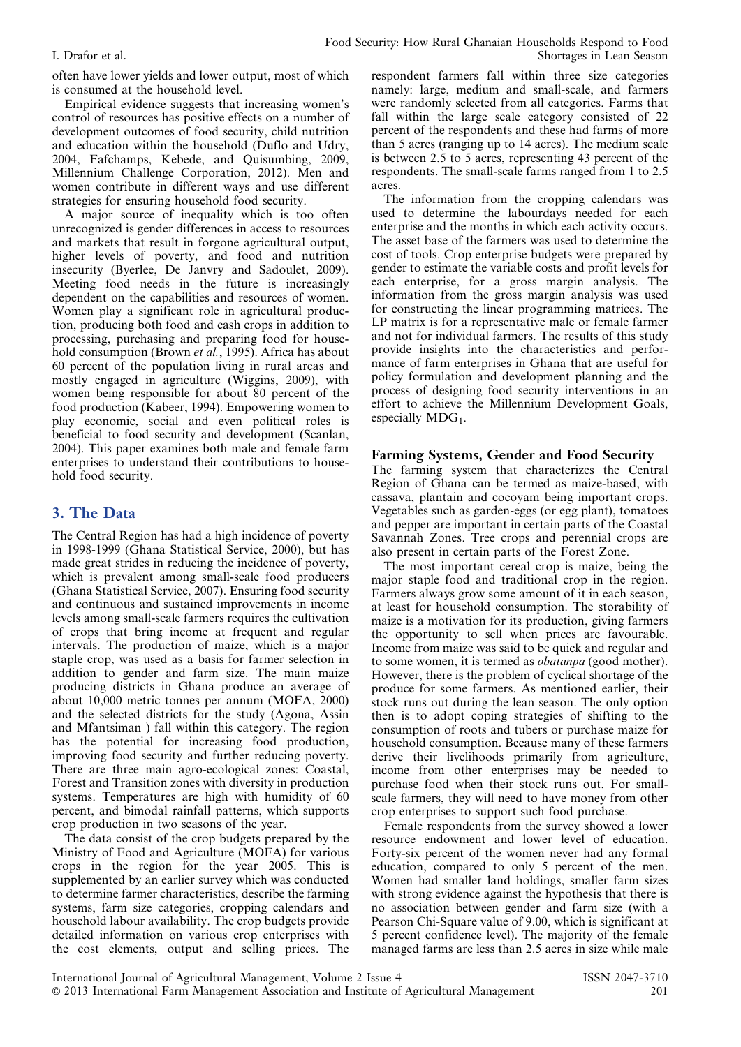often have lower yields and lower output, most of which is consumed at the household level.

Empirical evidence suggests that increasing women's control of resources has positive effects on a number of development outcomes of food security, child nutrition and education within the household (Duflo and Udry, 2004, Fafchamps, Kebede, and Quisumbing, 2009, Millennium Challenge Corporation, 2012). Men and women contribute in different ways and use different strategies for ensuring household food security.

A major source of inequality which is too often unrecognized is gender differences in access to resources and markets that result in forgone agricultural output, higher levels of poverty, and food and nutrition insecurity (Byerlee, De Janvry and Sadoulet, 2009). Meeting food needs in the future is increasingly dependent on the capabilities and resources of women. Women play a significant role in agricultural production, producing both food and cash crops in addition to processing, purchasing and preparing food for household consumption (Brown *et al.*, 1995). Africa has about 60 percent of the population living in rural areas and mostly engaged in agriculture (Wiggins, 2009), with women being responsible for about 80 percent of the food production (Kabeer, 1994). Empowering women to play economic, social and even political roles is beneficial to food security and development (Scanlan, 2004). This paper examines both male and female farm enterprises to understand their contributions to household food security.

## 3. The Data

The Central Region has had a high incidence of poverty in 1998-1999 (Ghana Statistical Service, 2000), but has made great strides in reducing the incidence of poverty, which is prevalent among small-scale food producers (Ghana Statistical Service, 2007). Ensuring food security and continuous and sustained improvements in income levels among small-scale farmers requires the cultivation of crops that bring income at frequent and regular intervals. The production of maize, which is a major staple crop, was used as a basis for farmer selection in addition to gender and farm size. The main maize producing districts in Ghana produce an average of about 10,000 metric tonnes per annum (MOFA, 2000) and the selected districts for the study (Agona, Assin and Mfantsiman ) fall within this category. The region has the potential for increasing food production, improving food security and further reducing poverty. There are three main agro-ecological zones: Coastal, Forest and Transition zones with diversity in production systems. Temperatures are high with humidity of 60 percent, and bimodal rainfall patterns, which supports crop production in two seasons of the year.

The data consist of the crop budgets prepared by the Ministry of Food and Agriculture (MOFA) for various crops in the region for the year 2005. This is supplemented by an earlier survey which was conducted to determine farmer characteristics, describe the farming systems, farm size categories, cropping calendars and household labour availability. The crop budgets provide detailed information on various crop enterprises with the cost elements, output and selling prices. The respondent farmers fall within three size categories namely: large, medium and small-scale, and farmers were randomly selected from all categories. Farms that fall within the large scale category consisted of 22 percent of the respondents and these had farms of more than 5 acres (ranging up to 14 acres). The medium scale is between 2.5 to 5 acres, representing 43 percent of the respondents. The small-scale farms ranged from 1 to 2.5 acres.

The information from the cropping calendars was used to determine the labourdays needed for each enterprise and the months in which each activity occurs. The asset base of the farmers was used to determine the cost of tools. Crop enterprise budgets were prepared by gender to estimate the variable costs and profit levels for each enterprise, for a gross margin analysis. The information from the gross margin analysis was used for constructing the linear programming matrices. The LP matrix is for a representative male or female farmer and not for individual farmers. The results of this study provide insights into the characteristics and performance of farm enterprises in Ghana that are useful for policy formulation and development planning and the process of designing food security interventions in an effort to achieve the Millennium Development Goals, especially $MDG_1$.

### Farming Systems, Gender and Food Security

The farming system that characterizes the Central Region of Ghana can be termed as maize-based, with cassava, plantain and cocoyam being important crops. Vegetables such as garden-eggs (or egg plant), tomatoes and pepper are important in certain parts of the Coastal Savannah Zones. Tree crops and perennial crops are also present in certain parts of the Forest Zone.

The most important cereal crop is maize, being the major staple food and traditional crop in the region. Farmers always grow some amount of it in each season, at least for household consumption. The storability of maize is a motivation for its production, giving farmers the opportunity to sell when prices are favourable. Income from maize was said to be quick and regular and to some women, it is termed as *obatanpa* (good mother). However, there is the problem of cyclical shortage of the produce for some farmers. As mentioned earlier, their stock runs out during the lean season. The only option then is to adopt coping strategies of shifting to the consumption of roots and tubers or purchase maize for household consumption. Because many of these farmers derive their livelihoods primarily from agriculture, income from other enterprises may be needed to purchase food when their stock runs out. For small-scale farmers, they will need to have money from other crop enterprises to support such food purchase.

Female respondents from the survey showed a lower resource endowment and lower level of education. Forty-six percent of the women never had any formal education, compared to only 5 percent of the men. Women had smaller land holdings, smaller farm sizes with strong evidence against the hypothesis that there is no association between gender and farm size (with a Pearson Chi-Square value of 9.00, which is significant at 5 percent confidence level). The majority of the female managed farms are less than 2.5 acres in size while male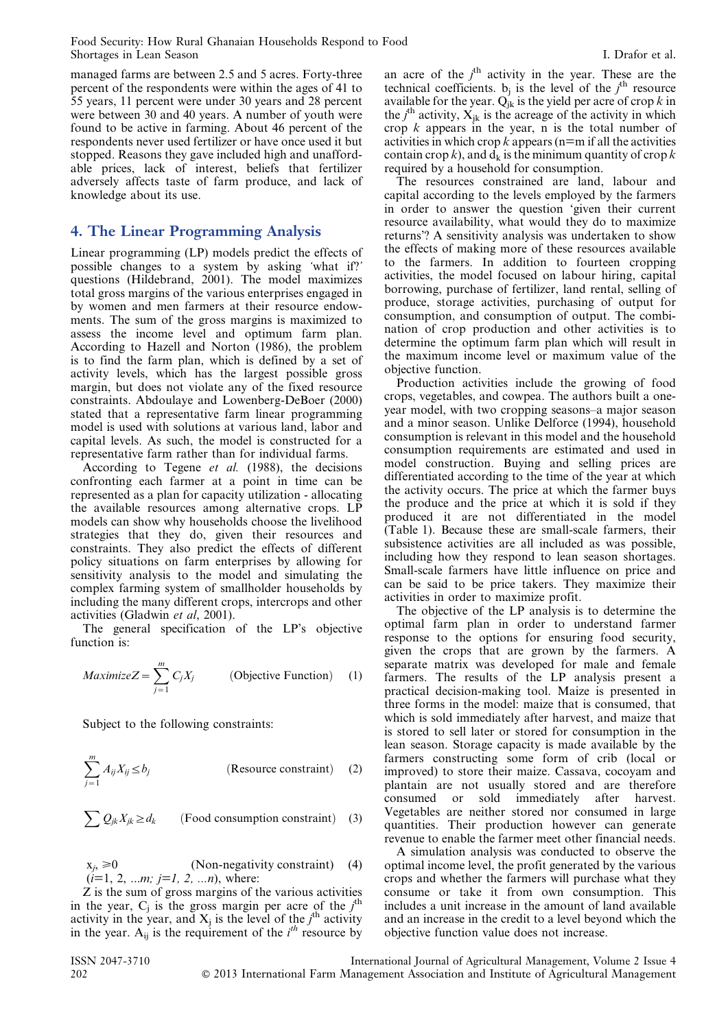managed farms are between 2.5 and 5 acres. Forty-three percent of the respondents were within the ages of 41 to 55 years, 11 percent were under 30 years and 28 percent were between 30 and 40 years. A number of youth were found to be active in farming. About 46 percent of the respondents never used fertilizer or have once used it but stopped. Reasons they gave included high and unaffordable prices, lack of interest, beliefs that fertilizer adversely affects taste of farm produce, and lack of knowledge about its use.

## 4. The Linear Programming Analysis

Linear programming (LP) models predict the effects of possible changes to a system by asking 'what if?' questions (Hildebrand, 2001). The model maximizes total gross margins of the various enterprises engaged in by women and men farmers at their resource endowments. The sum of the gross margins is maximized to assess the income level and optimum farm plan. According to Hazell and Norton (1986), the problem is to find the farm plan, which is defined by a set of activity levels, which has the largest possible gross margin, but does not violate any of the fixed resource constraints. Abdoulaye and Lowenberg-DeBoer (2000) stated that a representative farm linear programming model is used with solutions at various land, labor and capital levels. As such, the model is constructed for a representative farm rather than for individual farms.

According to Tegene *et al.* (1988), the decisions confronting each farmer at a point in time can be represented as a plan for capacity utilization - allocating the available resources among alternative crops. LP models can show why households choose the livelihood strategies that they do, given their resources and constraints. They also predict the effects of different policy situations on farm enterprises by allowing for sensitivity analysis to the model and simulating the complex farming system of smallholder households by including the many different crops, intercrops and other activities (Gladwin *et al*, 2001).

The general specification of the LP's objective function is:

$$Maximize Z = \sum_{j=1}^{m} C_j X_j \qquad \text{(Objective Function)} \quad (1)$$

Subject to the following constraints:

$$\sum_{j=1}^{m} A_{ij} X_{ij} \leq b_j \qquad \text{(Resource constraint)} \quad (2)$$

$$\sum Q_{jk} X_{jk} \geq d_k \qquad \text{(Food consumption constraint)} \quad (3)$$

$$x_j \geq 0 \qquad \text{(Non-negativity constraint)} \quad (4)$$

($i$=1, 2, ...$m$; $j$=1, 2, ...$n$), where:

Z is the sum of gross margins of the various activities in the year, $C_j$ is the gross margin per acre of the $j^{th}$ activity in the year, and $X_j$ is the level of the $j^{th}$ activity in the year. $A_{ij}$ is the requirement of the $i^{th}$ resource by an acre of the $j^{th}$ activity in the year. These are the technical coefficients. $b_j$ is the level of the $j^{th}$ resource available for the year. $Q_{jk}$ is the yield per acre of crop $k$ in the $j^{th}$ activity, $X_{jk}$ is the acreage of the activity in which crop $k$ appears in the year, n is the total number of activities in which crop $k$ appears (n=m if all the activities contain crop $k$), and $d_k$ is the minimum quantity of crop $k$ required by a household for consumption.

The resources constrained are land, labour and capital according to the levels employed by the farmers in order to answer the question 'given their current resource availability, what would they do to maximize returns'? A sensitivity analysis was undertaken to show the effects of making more of these resources available to the farmers. In addition to fourteen cropping activities, the model focused on labour hiring, capital borrowing, purchase of fertilizer, land rental, selling of produce, storage activities, purchasing of output for consumption, and consumption of output. The combination of crop production and other activities is to determine the optimum farm plan which will result in the maximum income level or maximum value of the objective function.

Production activities include the growing of food crops, vegetables, and cowpea. The authors built a one-year model, with two cropping seasons–a major season and a minor season. Unlike Delforce (1994), household consumption is relevant in this model and the household consumption requirements are estimated and used in model construction. Buying and selling prices are differentiated according to the time of the year at which the activity occurs. The price at which the farmer buys the produce and the price at which it is sold if they produced it are not differentiated in the model (Table 1). Because these are small-scale farmers, their subsistence activities are all included as was possible, including how they respond to lean season shortages. Small-scale farmers have little influence on price and can be said to be price takers. They maximize their activities in order to maximize profit.

The objective of the LP analysis is to determine the optimal farm plan in order to understand farmer response to the options for ensuring food security, given the crops that are grown by the farmers. A separate matrix was developed for male and female farmers. The results of the LP analysis present a practical decision-making tool. Maize is presented in three forms in the model: maize that is consumed, that which is sold immediately after harvest, and maize that is stored to sell later or stored for consumption in the lean season. Storage capacity is made available by the farmers constructing some form of crib (local or improved) to store their maize. Cassava, cocoyam and plantain are not usually stored and are therefore consumed or sold immediately after harvest. Vegetables are neither stored nor consumed in large quantities. Their production however can generate revenue to enable the farmer meet other financial needs.

A simulation analysis was conducted to observe the optimal income level, the profit generated by the various crops and whether the farmers will purchase what they consume or take it from own consumption. This includes a unit increase in the amount of land available and an increase in the credit to a level beyond which the objective function value does not increase.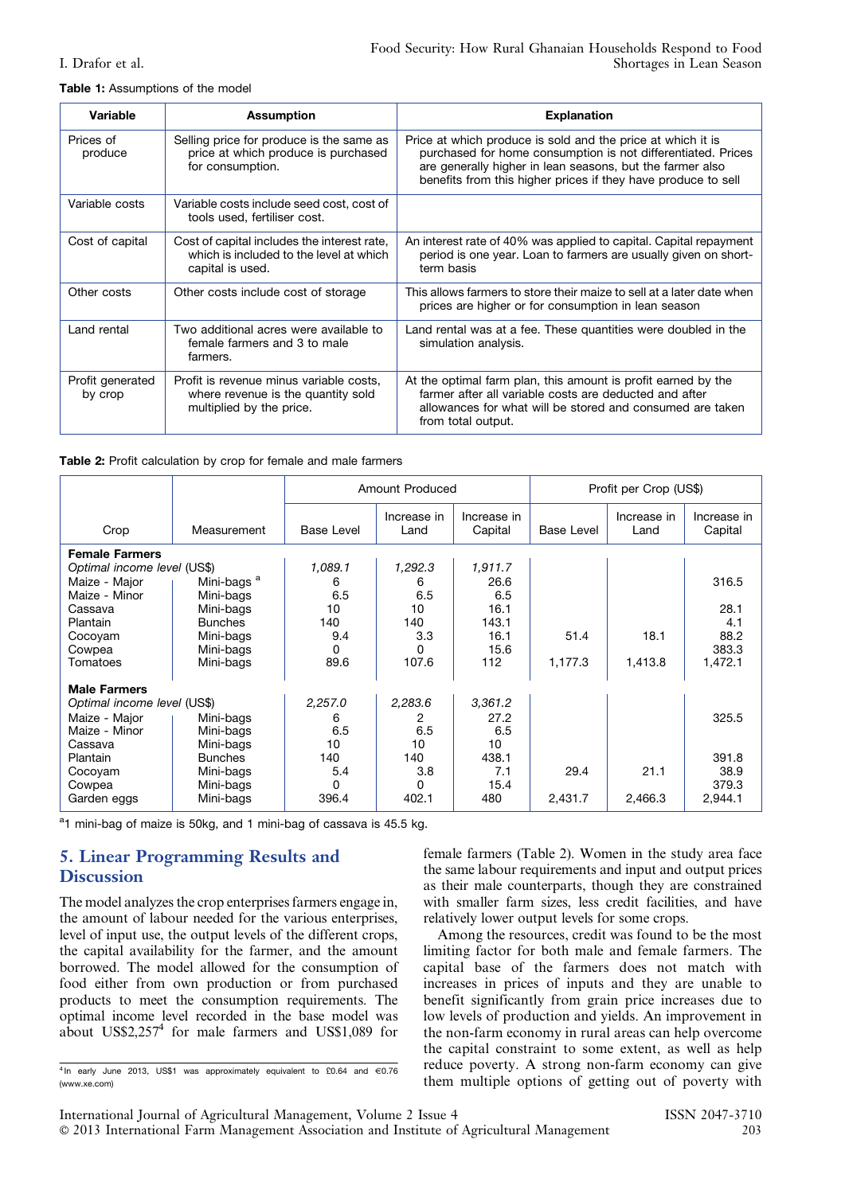**Table 1:** Assumptions of the model

| Variable | Assumption | Explanation |
|---|---|---|
| Prices of produce | Selling price for produce is the same as price at which produce is purchased for consumption. | Price at which produce is sold and the price at which it is purchased for home consumption is not differentiated. Prices are generally higher in lean seasons, but the farmer also benefits from this higher prices if they have produce to sell |
| Variable costs | Variable costs include seed cost, cost of tools used, fertiliser cost. | |
| Cost of capital | Cost of capital includes the interest rate, which is included to the level at which capital is used. | An interest rate of 40% was applied to capital. Capital repayment period is one year. Loan to farmers are usually given on short-term basis |
| Other costs | Other costs include cost of storage | This allows farmers to store their maize to sell at a later date when prices are higher or for consumption in lean season |
| Land rental | Two additional acres were available to female farmers and 3 to male farmers. | Land rental was at a fee. These quantities were doubled in the simulation analysis. |
| Profit generated by crop | Profit is revenue minus variable costs, where revenue is the quantity sold multiplied by the price. | At the optimal farm plan, this amount is profit earned by the farmer after all variable costs are deducted and after allowances for what will be stored and consumed are taken from total output. |

**Table 2:** Profit calculation by crop for female and male farmers

| | | Amount Produced | | | Profit per Crop (US$) | | |
|---|---|---|---|---|---|---|---|
| Crop | Measurement | Base Level | Increase in Land | Increase in Capital | Base Level | Increase in Land | Increase in Capital |
| **Female Farmers** | | | | | | | |
| *Optimal income level* (US$) | | *1,089.1* | *1,292.3* | *1,911.7* | | | |
| Maize - Major | Mini-bags [a] | 6 | 6 | 26.6 | | | 316.5 |
| Maize - Minor | Mini-bags | 6.5 | 6.5 | 6.5 | | | |
| Cassava | Mini-bags | 10 | 10 | 16.1 | | | 28.1 |
| Plantain | Bunches | 140 | 140 | 143.1 | | | 4.1 |
| Cocoyam | Mini-bags | 9.4 | 3.3 | 16.1 | 51.4 | 18.1 | 88.2 |
| Cowpea | Mini-bags | 0 | 0 | 15.6 | | | 383.3 |
| Tomatoes | Mini-bags | 89.6 | 107.6 | 112 | 1,177.3 | 1,413.8 | 1,472.1 |
| **Male Farmers** | | | | | | | |
| *Optimal income level* (US$) | | *2,257.0* | *2,283.6* | *3,361.2* | | | |
| Maize - Major | Mini-bags | 6 | 2 | 27.2 | | | 325.5 |
| Maize - Minor | Mini-bags | 6.5 | 6.5 | 6.5 | | | |
| Cassava | Mini-bags | 10 | 10 | 10 | | | |
| Plantain | Bunches | 140 | 140 | 438.1 | | | 391.8 |
| Cocoyam | Mini-bags | 5.4 | 3.8 | 7.1 | 29.4 | 21.1 | 38.9 |
| Cowpea | Mini-bags | 0 | 0 | 15.4 | | | 379.3 |
| Garden eggs | Mini-bags | 396.4 | 402.1 | 480 | 2,431.7 | 2,466.3 | 2,944.1 |

[a]1 mini-bag of maize is 50kg, and 1 mini-bag of cassava is 45.5 kg.

## 5. Linear Programming Results and Discussion

The model analyzes the crop enterprises farmers engage in, the amount of labour needed for the various enterprises, level of input use, the output levels of the different crops, the capital availability for the farmer, and the amount borrowed. The model allowed for the consumption of food either from own production or from purchased products to meet the consumption requirements. The optimal income level recorded in the base model was about US$2,257[4] for male farmers and US$1,089 for female farmers (Table 2). Women in the study area face the same labour requirements and input and output prices as their male counterparts, though they are constrained with smaller farm sizes, less credit facilities, and have relatively lower output levels for some crops.

Among the resources, credit was found to be the most limiting factor for both male and female farmers. The capital base of the farmers does not match with increases in prices of inputs and they are unable to benefit significantly from grain price increases due to low levels of production and yields. An improvement in the non-farm economy in rural areas can help overcome the capital constraint to some extent, as well as help reduce poverty. A strong non-farm economy can give them multiple options of getting out of poverty with

[4]In early June 2013, US$1 was approximately equivalent to £0.64 and €0.76 (www.xe.com)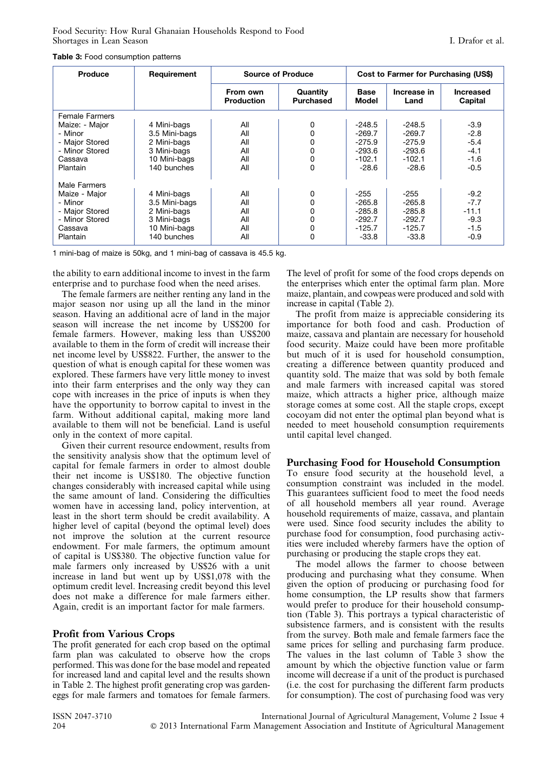**Table 3:** Food consumption patterns

| Produce | Requirement | Source of Produce | | Cost to Farmer for Purchasing (US$) | | |
|---|---|---|---|---|---|---|
| | | From own Production | Quantity Purchased | Base Model | Increase in Land | Increased Capital |
| Female Farmers | | | | | | |
| Maize: - Major | 4 Mini-bags | All | 0 | -248.5 | -248.5 | -3.9 |
| - Minor | 3.5 Mini-bags | All | 0 | -269.7 | -269.7 | -2.8 |
| - Major Stored | 2 Mini-bags | All | 0 | -275.9 | -275.9 | -5.4 |
| - Minor Stored | 3 Mini-bags | All | 0 | -293.6 | -293.6 | -4.1 |
| Cassava | 10 Mini-bags | All | 0 | -102.1 | -102.1 | -1.6 |
| Plantain | 140 bunches | All | 0 | -28.6 | -28.6 | -0.5 |
| Male Farmers | | | | | | |
| Maize - Major | 4 Mini-bags | All | 0 | -255 | -255 | -9.2 |
| - Minor | 3.5 Mini-bags | All | 0 | -265.8 | -265.8 | -7.7 |
| - Major Stored | 2 Mini-bags | All | 0 | -285.8 | -285.8 | -11.1 |
| - Minor Stored | 3 Mini-bags | All | 0 | -292.7 | -292.7 | -9.3 |
| Cassava | 10 Mini-bags | All | 0 | -125.7 | -125.7 | -1.5 |
| Plantain | 140 bunches | All | 0 | -33.8 | -33.8 | -0.9 |

1 mini-bag of maize is 50kg, and 1 mini-bag of cassava is 45.5 kg.

the ability to earn additional income to invest in the farm enterprise and to purchase food when the need arises.

The female farmers are neither renting any land in the major season nor using up all the land in the minor season. Having an additional acre of land in the major season will increase the net income by US$200 for female farmers. However, making less than US$200 available to them in the form of credit will increase their net income level by US$822. Further, the answer to the question of what is enough capital for these women was explored. These farmers have very little money to invest into their farm enterprises and the only way they can cope with increases in the price of inputs is when they have the opportunity to borrow capital to invest in the farm. Without additional capital, making more land available to them will not be beneficial. Land is useful only in the context of more capital.

Given their current resource endowment, results from the sensitivity analysis show that the optimum level of capital for female farmers in order to almost double their net income is US$180. The objective function changes considerably with increased capital while using the same amount of land. Considering the difficulties women have in accessing land, policy intervention, at least in the short term should be credit availability. A higher level of capital (beyond the optimal level) does not improve the solution at the current resource endowment. For male farmers, the optimum amount of capital is US$380. The objective function value for male farmers only increased by US$26 with a unit increase in land but went up by US$1,078 with the optimum credit level. Increasing credit beyond this level does not make a difference for male farmers either. Again, credit is an important factor for male farmers.

## Profit from Various Crops

The profit generated for each crop based on the optimal farm plan was calculated to observe how the crops performed. This was done for the base model and repeated for increased land and capital level and the results shown in Table 2. The highest profit generating crop was garden-eggs for male farmers and tomatoes for female farmers. The level of profit for some of the food crops depends on the enterprises which enter the optimal farm plan. More maize, plantain, and cowpeas were produced and sold with increase in capital (Table 2).

The profit from maize is appreciable considering its importance for both food and cash. Production of maize, cassava and plantain are necessary for household food security. Maize could have been more profitable but much of it is used for household consumption, creating a difference between quantity produced and quantity sold. The maize that was sold by both female and male farmers with increased capital was stored maize, which attracts a higher price, although maize storage comes at some cost. All the staple crops, except cocoyam did not enter the optimal plan beyond what is needed to meet household consumption requirements until capital level changed.

## Purchasing Food for Household Consumption

To ensure food security at the household level, a consumption constraint was included in the model. This guarantees sufficient food to meet the food needs of all household members all year round. Average household requirements of maize, cassava, and plantain were used. Since food security includes the ability to purchase food for consumption, food purchasing activities were included whereby farmers have the option of purchasing or producing the staple crops they eat.

The model allows the farmer to choose between producing and purchasing what they consume. When given the option of producing or purchasing food for home consumption, the LP results show that farmers would prefer to produce for their household consumption (Table 3). This portrays a typical characteristic of subsistence farmers, and is consistent with the results from the survey. Both male and female farmers face the same prices for selling and purchasing farm produce. The values in the last column of Table 3 show the amount by which the objective function value or farm income will decrease if a unit of the product is purchased (i.e. the cost for purchasing the different farm products for consumption). The cost of purchasing food was very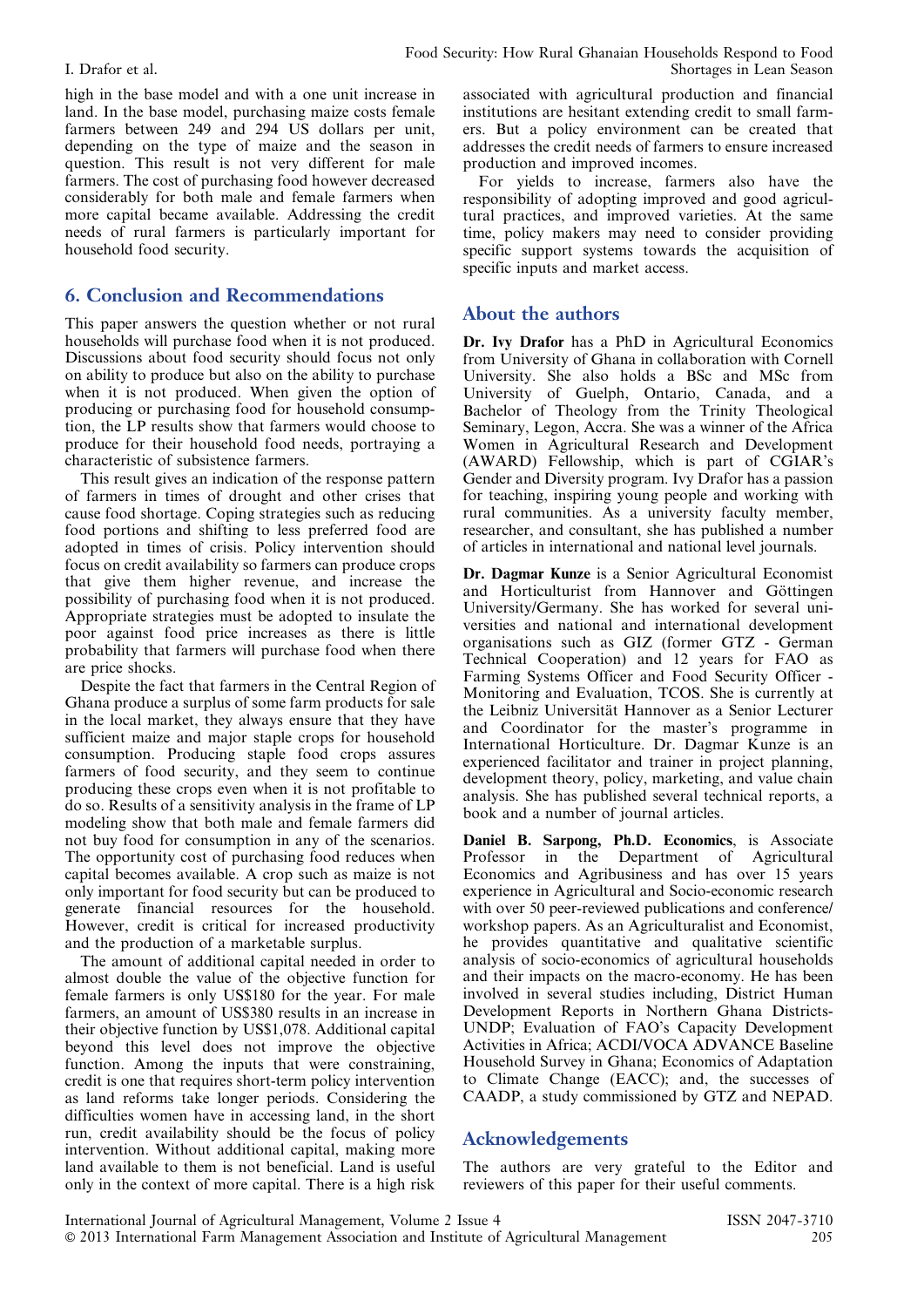high in the base model and with a one unit increase in land. In the base model, purchasing maize costs female farmers between 249 and 294 US dollars per unit, depending on the type of maize and the season in question. This result is not very different for male farmers. The cost of purchasing food however decreased considerably for both male and female farmers when more capital became available. Addressing the credit needs of rural farmers is particularly important for household food security.

## 6. Conclusion and Recommendations

This paper answers the question whether or not rural households will purchase food when it is not produced. Discussions about food security should focus not only on ability to produce but also on the ability to purchase when it is not produced. When given the option of producing or purchasing food for household consumption, the LP results show that farmers would choose to produce for their household food needs, portraying a characteristic of subsistence farmers.

This result gives an indication of the response pattern of farmers in times of drought and other crises that cause food shortage. Coping strategies such as reducing food portions and shifting to less preferred food are adopted in times of crisis. Policy intervention should focus on credit availability so farmers can produce crops that give them higher revenue, and increase the possibility of purchasing food when it is not produced. Appropriate strategies must be adopted to insulate the poor against food price increases as there is little probability that farmers will purchase food when there are price shocks.

Despite the fact that farmers in the Central Region of Ghana produce a surplus of some farm products for sale in the local market, they always ensure that they have sufficient maize and major staple crops for household consumption. Producing staple food crops assures farmers of food security, and they seem to continue producing these crops even when it is not profitable to do so. Results of a sensitivity analysis in the frame of LP modeling show that both male and female farmers did not buy food for consumption in any of the scenarios. The opportunity cost of purchasing food reduces when capital becomes available. A crop such as maize is not only important for food security but can be produced to generate financial resources for the household. However, credit is critical for increased productivity and the production of a marketable surplus.

The amount of additional capital needed in order to almost double the value of the objective function for female farmers is only US$180 for the year. For male farmers, an amount of US$380 results in an increase in their objective function by US$1,078. Additional capital beyond this level does not improve the objective function. Among the inputs that were constraining, credit is one that requires short-term policy intervention as land reforms take longer periods. Considering the difficulties women have in accessing land, in the short run, credit availability should be the focus of policy intervention. Without additional capital, making more land available to them is not beneficial. Land is useful only in the context of more capital. There is a high risk associated with agricultural production and financial institutions are hesitant extending credit to small farmers. But a policy environment can be created that addresses the credit needs of farmers to ensure increased production and improved incomes.

For yields to increase, farmers also have the responsibility of adopting improved and good agricultural practices, and improved varieties. At the same time, policy makers may need to consider providing specific support systems towards the acquisition of specific inputs and market access.

## About the authors

**Dr. Ivy Drafor** has a PhD in Agricultural Economics from University of Ghana in collaboration with Cornell University. She also holds a BSc and MSc from University of Guelph, Ontario, Canada, and a Bachelor of Theology from the Trinity Theological Seminary, Legon, Accra. She was a winner of the Africa Women in Agricultural Research and Development (AWARD) Fellowship, which is part of CGIAR's Gender and Diversity program. Ivy Drafor has a passion for teaching, inspiring young people and working with rural communities. As a university faculty member, researcher, and consultant, she has published a number of articles in international and national level journals.

**Dr. Dagmar Kunze** is a Senior Agricultural Economist and Horticulturist from Hannover and Göttingen University/Germany. She has worked for several universities and national and international development organisations such as GIZ (former GTZ - German Technical Cooperation) and 12 years for FAO as Farming Systems Officer and Food Security Officer - Monitoring and Evaluation, TCOS. She is currently at the Leibniz Universität Hannover as a Senior Lecturer and Coordinator for the master's programme in International Horticulture. Dr. Dagmar Kunze is an experienced facilitator and trainer in project planning, development theory, policy, marketing, and value chain analysis. She has published several technical reports, a book and a number of journal articles.

**Daniel B. Sarpong, Ph.D. Economics**, is Associate Professor in the Department of Agricultural Economics and Agribusiness and has over 15 years experience in Agricultural and Socio-economic research with over 50 peer-reviewed publications and conference/workshop papers. As an Agriculturalist and Economist, he provides quantitative and qualitative scientific analysis of socio-economics of agricultural households and their impacts on the macro-economy. He has been involved in several studies including, District Human Development Reports in Northern Ghana Districts-UNDP; Evaluation of FAO's Capacity Development Activities in Africa; ACDI/VOCA ADVANCE Baseline Household Survey in Ghana; Economics of Adaptation to Climate Change (EACC); and, the successes of CAADP, a study commissioned by GTZ and NEPAD.

## Acknowledgements

The authors are very grateful to the Editor and reviewers of this paper for their useful comments.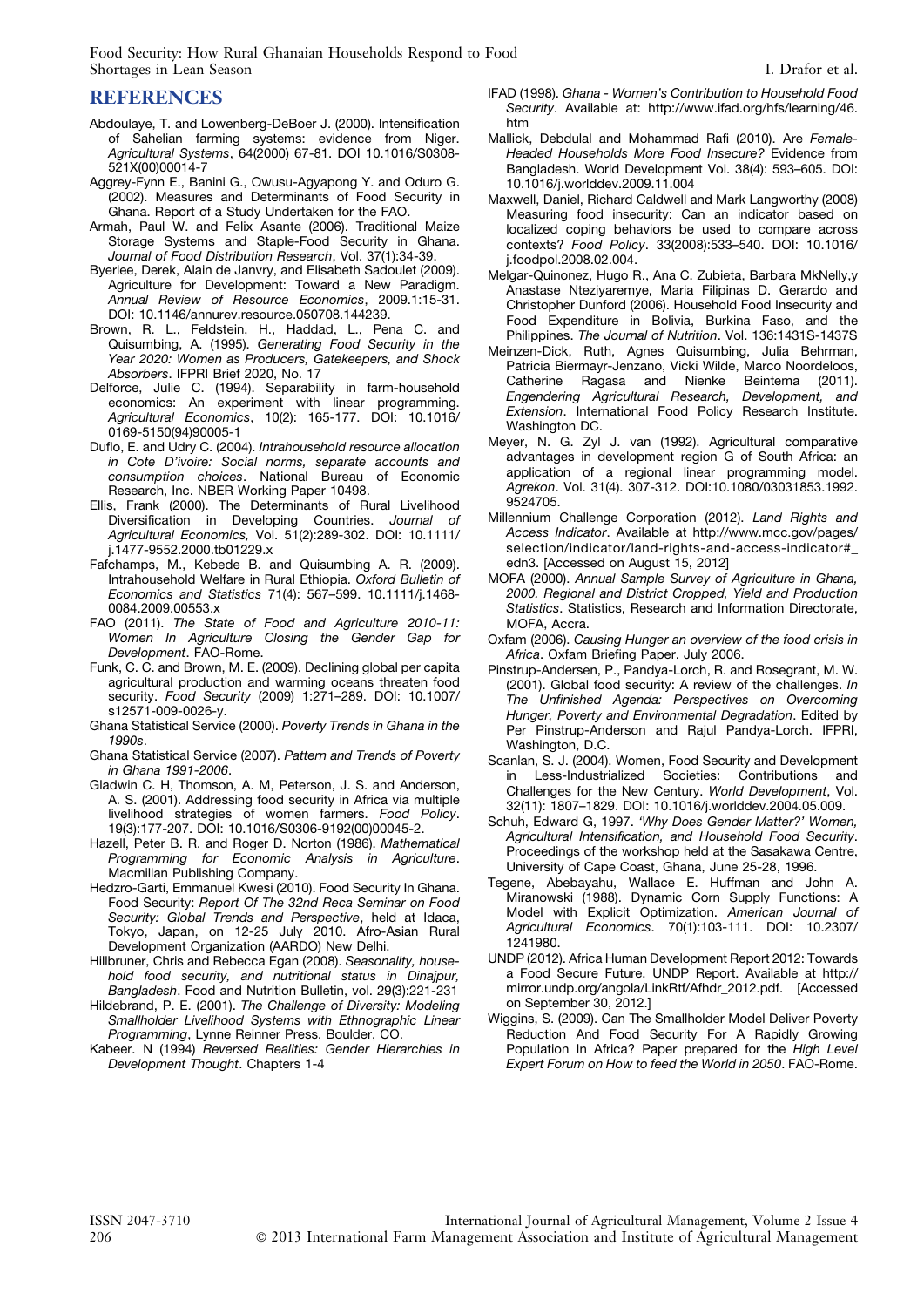## REFERENCES

Abdoulaye, T. and Lowenberg-DeBoer J. (2000). Intensification of Sahelian farming systems: evidence from Niger. *Agricultural Systems*, 64(2000) 67-81. DOI 10.1016/S0308-521X(00)00014-7

Aggrey-Fynn E., Banini G., Owusu-Agyapong Y. and Oduro G. (2002). Measures and Determinants of Food Security in Ghana. Report of a Study Undertaken for the FAO.

Armah, Paul W. and Felix Asante (2006). Traditional Maize Storage Systems and Staple-Food Security in Ghana. *Journal of Food Distribution Research*, Vol. 37(1):34-39.

Byerlee, Derek, Alain de Janvry, and Elisabeth Sadoulet (2009). Agriculture for Development: Toward a New Paradigm. *Annual Review of Resource Economics*, 2009.1:15-31. DOI: 10.1146/annurev.resource.050708.144239.

Brown, R. L., Feldstein, H., Haddad, L., Pena C. and Quisumbing, A. (1995). *Generating Food Security in the Year 2020: Women as Producers, Gatekeepers, and Shock Absorbers*. IFPRI Brief 2020, No. 17

Delforce, Julie C. (1994). Separability in farm-household economics: An experiment with linear programming. *Agricultural Economics*, 10(2): 165-177. DOI: 10.1016/0169-5150(94)90005-1

Duflo, E. and Udry C. (2004). *Intrahousehold resource allocation in Cote D'ivoire: Social norms, separate accounts and consumption choices*. National Bureau of Economic Research, Inc. NBER Working Paper 10498.

Ellis, Frank (2000). The Determinants of Rural Livelihood Diversification in Developing Countries. *Journal of Agricultural Economics*, Vol. 51(2):289-302. DOI: 10.1111/j.1477-9552.2000.tb01229.x

Fafchamps, M., Kebede B. and Quisumbing A. R. (2009). Intrahousehold Welfare in Rural Ethiopia. *Oxford Bulletin of Economics and Statistics* 71(4): 567–599. 10.1111/j.1468-0084.2009.00553.x

FAO (2011). *The State of Food and Agriculture 2010-11: Women In Agriculture Closing the Gender Gap for Development*. FAO-Rome.

Funk, C. C. and Brown, M. E. (2009). Declining global per capita agricultural production and warming oceans threaten food security. *Food Security* (2009) 1:271–289. DOI: 10.1007/s12571-009-0026-y.

Ghana Statistical Service (2000). *Poverty Trends in Ghana in the 1990s*.

Ghana Statistical Service (2007). *Pattern and Trends of Poverty in Ghana 1991-2006*.

Gladwin C. H, Thomson, A. M, Peterson, J. S. and Anderson, A. S. (2001). Addressing food security in Africa via multiple livelihood strategies of women farmers. *Food Policy*. 19(3):177-207. DOI: 10.1016/S0306-9192(00)00045-2.

Hazell, Peter B. R. and Roger D. Norton (1986). *Mathematical Programming for Economic Analysis in Agriculture*. Macmillan Publishing Company.

Hedzro-Garti, Emmanuel Kwesi (2010). Food Security In Ghana. Food Security: *Report Of The 32nd Reca Seminar on Food Security: Global Trends and Perspective*, held at Idaca, Tokyo, Japan, on 12-25 July 2010. Afro-Asian Rural Development Organization (AARDO) New Delhi.

Hillbruner, Chris and Rebecca Egan (2008). *Seasonality, household food security, and nutritional status in Dinajpur, Bangladesh*. Food and Nutrition Bulletin, vol. 29(3):221-231

Hildebrand, P. E. (2001). *The Challenge of Diversity: Modeling Smallholder Livelihood Systems with Ethnographic Linear Programming*, Lynne Reinner Press, Boulder, CO.

Kabeer. N (1994) *Reversed Realities: Gender Hierarchies in Development Thought*. Chapters 1-4

IFAD (1998). *Ghana - Women's Contribution to Household Food Security*. Available at: http://www.ifad.org/hfs/learning/46.htm

Mallick, Debdulal and Mohammad Rafi (2010). Are *Female-Headed Households More Food Insecure?* Evidence from Bangladesh. World Development Vol. 38(4): 593–605. DOI: 10.1016/j.worlddev.2009.11.004

Maxwell, Daniel, Richard Caldwell and Mark Langworthy (2008) Measuring food insecurity: Can an indicator based on localized coping behaviors be used to compare across contexts? *Food Policy*. 33(2008):533–540. DOI: 10.1016/j.foodpol.2008.02.004.

Melgar-Quinonez, Hugo R., Ana C. Zubieta, Barbara MkNelly,y Anastase Nteziyaremye, Maria Filipinas D. Gerardo and Christopher Dunford (2006). Household Food Insecurity and Food Expenditure in Bolivia, Burkina Faso, and the Philippines. *The Journal of Nutrition*. Vol. 136:1431S-1437S

Meinzen-Dick, Ruth, Agnes Quisumbing, Julia Behrman, Patricia Biermayr-Jenzano, Vicki Wilde, Marco Noordeloos, Catherine Ragasa and Nienke Beintema (2011). *Engendering Agricultural Research, Development, and Extension*. International Food Policy Research Institute. Washington DC.

Meyer, N. G. Zyl J. van (1992). Agricultural comparative advantages in development region G of South Africa: an application of a regional linear programming model. *Agrekon*. Vol. 31(4). 307-312. DOI:10.1080/03031853.1992.9524705.

Millennium Challenge Corporation (2012). *Land Rights and Access Indicator*. Available at http://www.mcc.gov/pages/selection/indicator/land-rights-and-access-indicator#_edn3. [Accessed on August 15, 2012]

MOFA (2000). *Annual Sample Survey of Agriculture in Ghana, 2000. Regional and District Cropped, Yield and Production Statistics*. Statistics, Research and Information Directorate, MOFA, Accra.

Oxfam (2006). *Causing Hunger an overview of the food crisis in Africa*. Oxfam Briefing Paper. July 2006.

Pinstrup-Andersen, P., Pandya-Lorch, R. and Rosegrant, M. W. (2001). Global food security: A review of the challenges. *In The Unfinished Agenda: Perspectives on Overcoming Hunger, Poverty and Environmental Degradation*. Edited by Per Pinstrup-Anderson and Rajul Pandya-Lorch. IFPRI, Washington, D.C.

Scanlan, S. J. (2004). Women, Food Security and Development in Less-Industrialized Societies: Contributions and Challenges for the New Century. *World Development*, Vol. 32(11): 1807–1829. DOI: 10.1016/j.worlddev.2004.05.009.

Schuh, Edward G, 1997. *'Why Does Gender Matter?' Women, Agricultural Intensification, and Household Food Security*. Proceedings of the workshop held at the Sasakawa Centre, University of Cape Coast, Ghana, June 25-28, 1996.

Tegene, Abebayahu, Wallace E. Huffman and John A. Miranowski (1988). Dynamic Corn Supply Functions: A Model with Explicit Optimization. *American Journal of Agricultural Economics*. 70(1):103-111. DOI: 10.2307/1241980.

UNDP (2012). Africa Human Development Report 2012: Towards a Food Secure Future. UNDP Report. Available at http://mirror.undp.org/angola/LinkRtf/Afhdr_2012.pdf. [Accessed on September 30, 2012.]

Wiggins, S. (2009). Can The Smallholder Model Deliver Poverty Reduction And Food Security For A Rapidly Growing Population In Africa? Paper prepared for the *High Level Expert Forum on How to feed the World in 2050*. FAO-Rome.